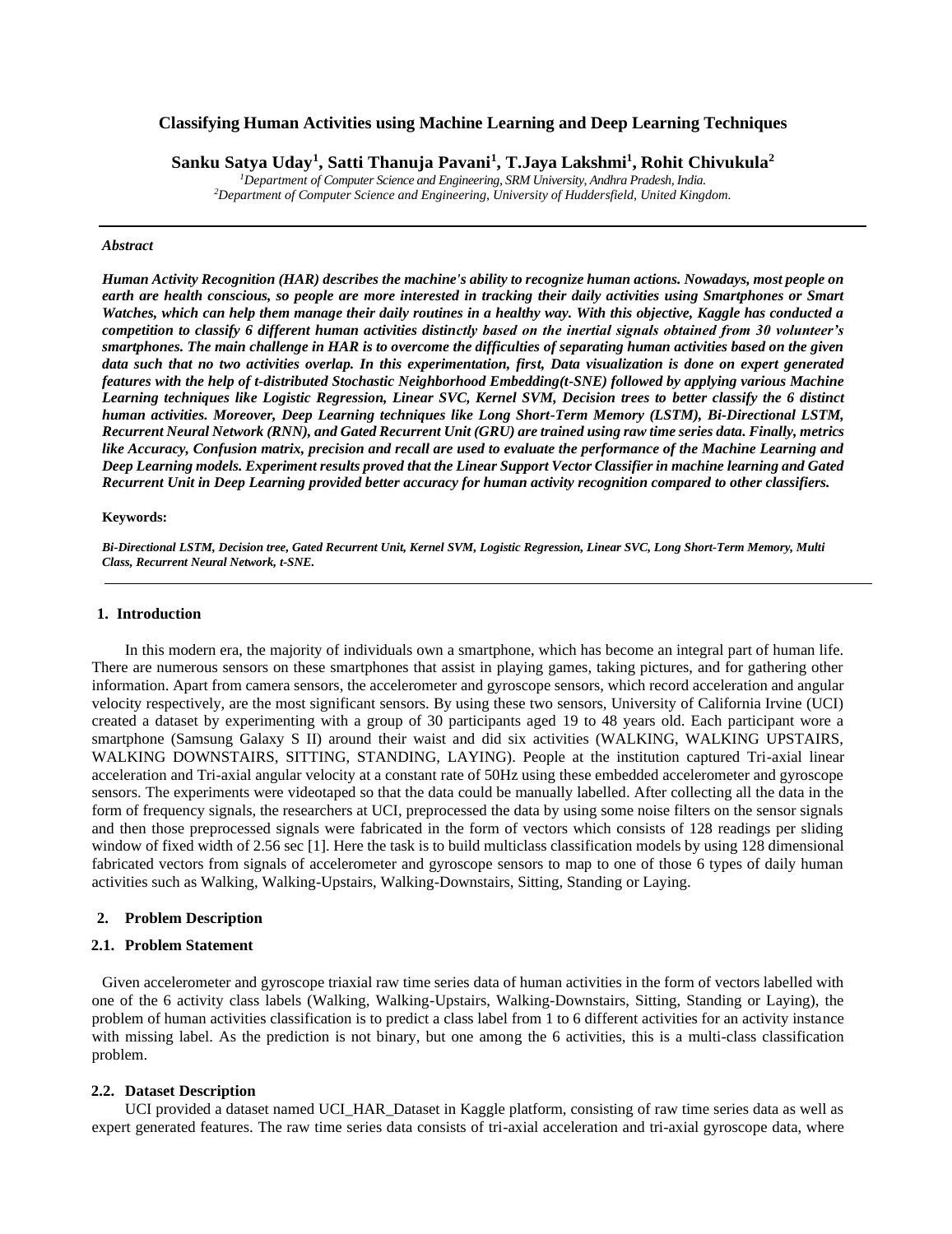# Classifying Human Activities using Machine Learning and Deep Learning Techniques

**Sanku Satya Uday[1], Satti Thanuja Pavani[1], T.Jaya Lakshmi[1], Rohit Chivukula[2]**

*[1]Department of Computer Science and Engineering, SRM University, Andhra Pradesh, India.*
*[2]Department of Computer Science and Engineering, University of Huddersfield, United Kingdom.*

---

***Abstract***

***Human Activity Recognition (HAR) describes the machine's ability to recognize human actions. Nowadays, most people on earth are health conscious, so people are more interested in tracking their daily activities using Smartphones or Smart Watches, which can help them manage their daily routines in a healthy way. With this objective, Kaggle has conducted a competition to classify 6 different human activities distinctly based on the inertial signals obtained from 30 volunteer's smartphones. The main challenge in HAR is to overcome the difficulties of separating human activities based on the given data such that no two activities overlap. In this experimentation, first, Data visualization is done on expert generated features with the help of t-distributed Stochastic Neighborhood Embedding(t-SNE) followed by applying various Machine Learning techniques like Logistic Regression, Linear SVC, Kernel SVM, Decision trees to better classify the 6 distinct human activities. Moreover, Deep Learning techniques like Long Short-Term Memory (LSTM), Bi-Directional LSTM, Recurrent Neural Network (RNN), and Gated Recurrent Unit (GRU) are trained using raw time series data. Finally, metrics like Accuracy, Confusion matrix, precision and recall are used to evaluate the performance of the Machine Learning and Deep Learning models. Experiment results proved that the Linear Support Vector Classifier in machine learning and Gated Recurrent Unit in Deep Learning provided better accuracy for human activity recognition compared to other classifiers.***

**Keywords:**

***Bi-Directional LSTM, Decision tree, Gated Recurrent Unit, Kernel SVM, Logistic Regression, Linear SVC, Long Short-Term Memory, Multi Class, Recurrent Neural Network, t-SNE.***

---

## 1. Introduction

In this modern era, the majority of individuals own a smartphone, which has become an integral part of human life. There are numerous sensors on these smartphones that assist in playing games, taking pictures, and for gathering other information. Apart from camera sensors, the accelerometer and gyroscope sensors, which record acceleration and angular velocity respectively, are the most significant sensors. By using these two sensors, University of California Irvine (UCI) created a dataset by experimenting with a group of 30 participants aged 19 to 48 years old. Each participant wore a smartphone (Samsung Galaxy S II) around their waist and did six activities (WALKING, WALKING UPSTAIRS, WALKING DOWNSTAIRS, SITTING, STANDING, LAYING). People at the institution captured Tri-axial linear acceleration and Tri-axial angular velocity at a constant rate of 50Hz using these embedded accelerometer and gyroscope sensors. The experiments were videotaped so that the data could be manually labelled. After collecting all the data in the form of frequency signals, the researchers at UCI, preprocessed the data by using some noise filters on the sensor signals and then those preprocessed signals were fabricated in the form of vectors which consists of 128 readings per sliding window of fixed width of 2.56 sec [1]. Here the task is to build multiclass classification models by using 128 dimensional fabricated vectors from signals of accelerometer and gyroscope sensors to map to one of those 6 types of daily human activities such as Walking, Walking-Upstairs, Walking-Downstairs, Sitting, Standing or Laying.

## 2. Problem Description

### 2.1. Problem Statement

Given accelerometer and gyroscope triaxial raw time series data of human activities in the form of vectors labelled with one of the 6 activity class labels (Walking, Walking-Upstairs, Walking-Downstairs, Sitting, Standing or Laying), the problem of human activities classification is to predict a class label from 1 to 6 different activities for an activity instance with missing label. As the prediction is not binary, but one among the 6 activities, this is a multi-class classification problem.

### 2.2. Dataset Description

UCI provided a dataset named UCI_HAR_Dataset in Kaggle platform, consisting of raw time series data as well as expert generated features. The raw time series data consists of tri-axial acceleration and tri-axial gyroscope data, where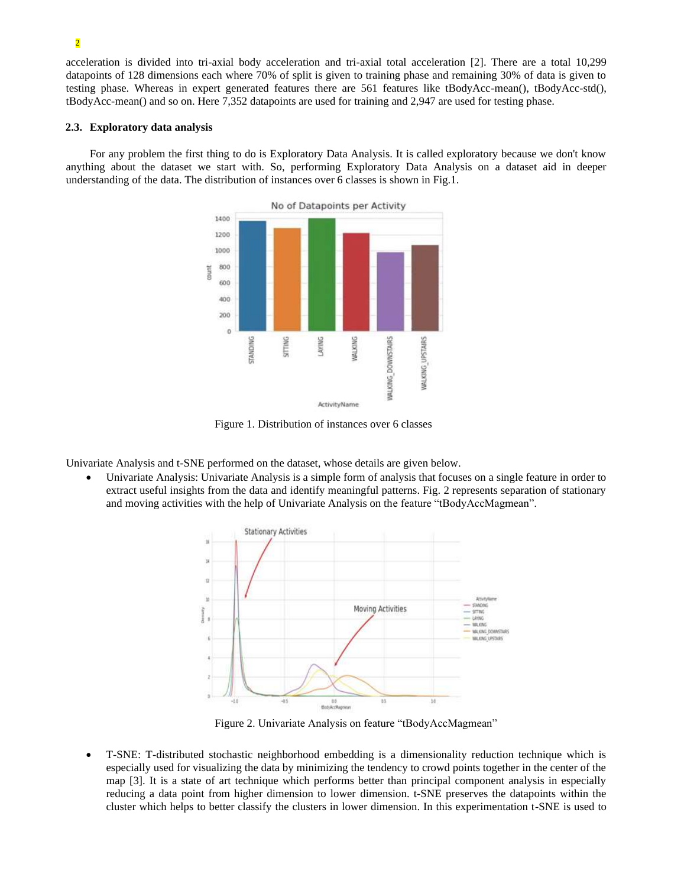acceleration is divided into tri-axial body acceleration and tri-axial total acceleration [2]. There are a total 10,299 datapoints of 128 dimensions each where 70% of split is given to training phase and remaining 30% of data is given to testing phase. Whereas in expert generated features there are 561 features like tBodyAcc-mean(), tBodyAcc-std(), tBodyAcc-mean() and so on. Here 7,352 datapoints are used for training and 2,947 are used for testing phase.

### 2.3. Exploratory data analysis

For any problem the first thing to do is Exploratory Data Analysis. It is called exploratory because we don't know anything about the dataset we start with. So, performing Exploratory Data Analysis on a dataset aid in deeper understanding of the data. The distribution of instances over 6 classes is shown in Fig.1.

Figure 1. Distribution of instances over 6 classes

Univariate Analysis and t-SNE performed on the dataset, whose details are given below.

- Univariate Analysis: Univariate Analysis is a simple form of analysis that focuses on a single feature in order to extract useful insights from the data and identify meaningful patterns. Fig. 2 represents separation of stationary and moving activities with the help of Univariate Analysis on the feature "tBodyAccMagmean".

Figure 2. Univariate Analysis on feature "tBodyAccMagmean"

- T-SNE: T-distributed stochastic neighborhood embedding is a dimensionality reduction technique which is especially used for visualizing the data by minimizing the tendency to crowd points together in the center of the map [3]. It is a state of art technique which performs better than principal component analysis in especially reducing a data point from higher dimension to lower dimension. t-SNE preserves the datapoints within the cluster which helps to better classify the clusters in lower dimension. In this experimentation t-SNE is used to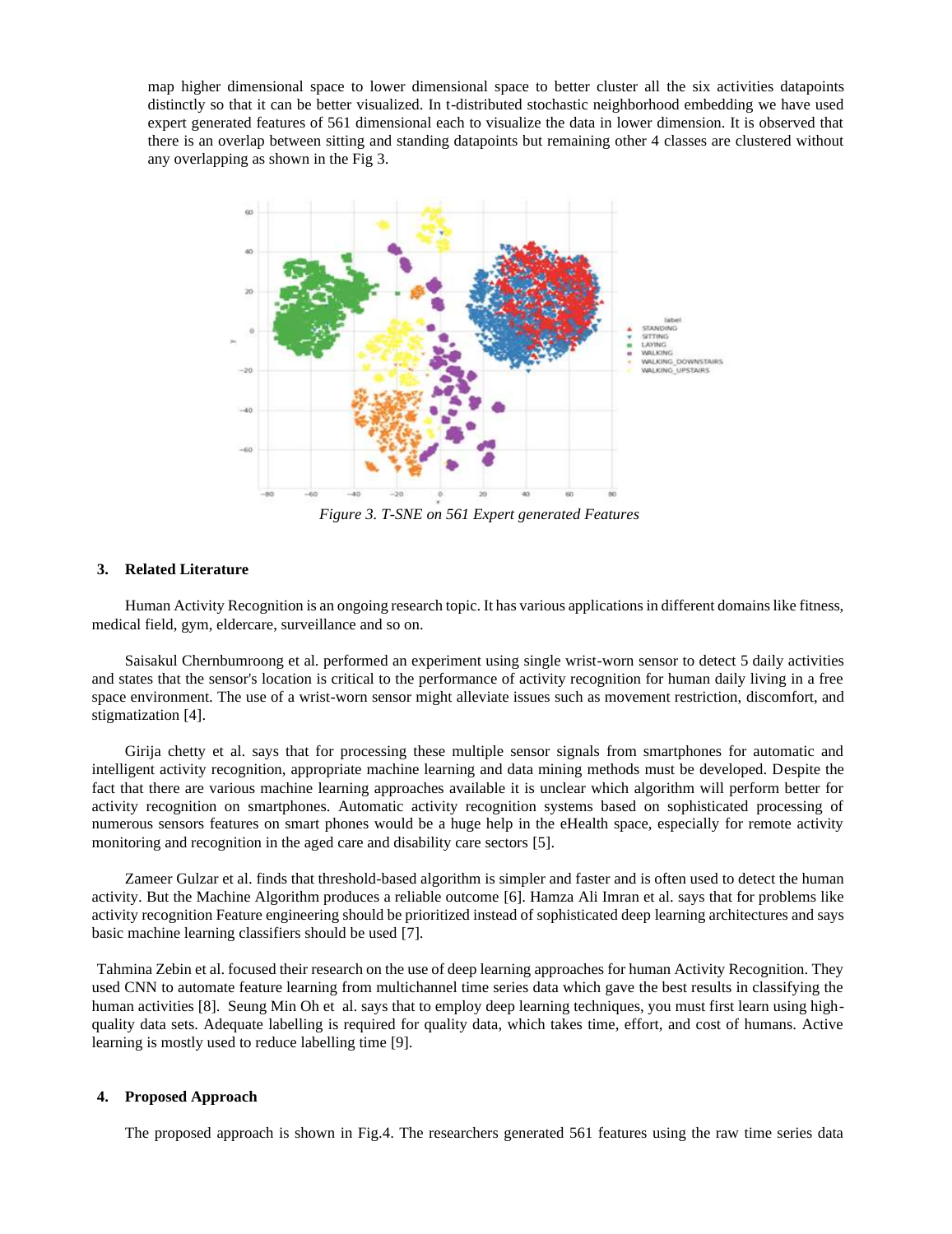map higher dimensional space to lower dimensional space to better cluster all the six activities datapoints distinctly so that it can be better visualized. In t-distributed stochastic neighborhood embedding we have used expert generated features of 561 dimensional each to visualize the data in lower dimension. It is observed that there is an overlap between sitting and standing datapoints but remaining other 4 classes are clustered without any overlapping as shown in the Fig 3.

*Figure 3. T-SNE on 561 Expert generated Features*

## 3. Related Literature

Human Activity Recognition is an ongoing research topic. It has various applications in different domains like fitness, medical field, gym, eldercare, surveillance and so on.

Saisakul Chernbumroong et al. performed an experiment using single wrist-worn sensor to detect 5 daily activities and states that the sensor's location is critical to the performance of activity recognition for human daily living in a free space environment. The use of a wrist-worn sensor might alleviate issues such as movement restriction, discomfort, and stigmatization [4].

Girija chetty et al. says that for processing these multiple sensor signals from smartphones for automatic and intelligent activity recognition, appropriate machine learning and data mining methods must be developed. Despite the fact that there are various machine learning approaches available it is unclear which algorithm will perform better for activity recognition on smartphones. Automatic activity recognition systems based on sophisticated processing of numerous sensors features on smart phones would be a huge help in the eHealth space, especially for remote activity monitoring and recognition in the aged care and disability care sectors [5].

Zameer Gulzar et al. finds that threshold-based algorithm is simpler and faster and is often used to detect the human activity. But the Machine Algorithm produces a reliable outcome [6]. Hamza Ali Imran et al. says that for problems like activity recognition Feature engineering should be prioritized instead of sophisticated deep learning architectures and says basic machine learning classifiers should be used [7].

Tahmina Zebin et al. focused their research on the use of deep learning approaches for human Activity Recognition. They used CNN to automate feature learning from multichannel time series data which gave the best results in classifying the human activities [8]. Seung Min Oh et al. says that to employ deep learning techniques, you must first learn using high-quality data sets. Adequate labelling is required for quality data, which takes time, effort, and cost of humans. Active learning is mostly used to reduce labelling time [9].

## 4. Proposed Approach

The proposed approach is shown in Fig.4. The researchers generated 561 features using the raw time series data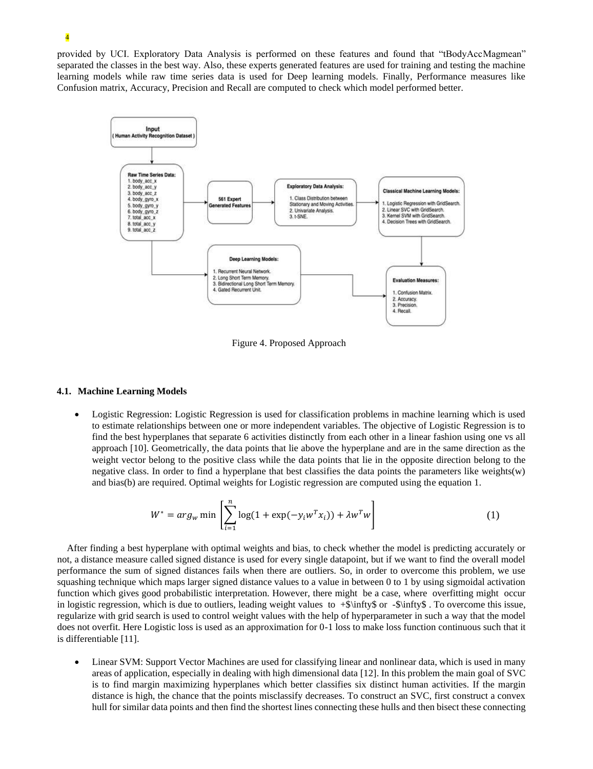provided by UCI. Exploratory Data Analysis is performed on these features and found that "tBodyAccMagmean" separated the classes in the best way. Also, these experts generated features are used for training and testing the machine learning models while raw time series data is used for Deep learning models. Finally, Performance measures like Confusion matrix, Accuracy, Precision and Recall are computed to check which model performed better.

Figure 4. Proposed Approach

### 4.1. Machine Learning Models

- Logistic Regression: Logistic Regression is used for classification problems in machine learning which is used to estimate relationships between one or more independent variables. The objective of Logistic Regression is to find the best hyperplanes that separate 6 activities distinctly from each other in a linear fashion using one vs all approach [10]. Geometrically, the data points that lie above the hyperplane and are in the same direction as the weight vector belong to the positive class while the data points that lie in the opposite direction belong to the negative class. In order to find a hyperplane that best classifies the data points the parameters like weights(w) and bias(b) are required. Optimal weights for Logistic regression are computed using the equation 1.

$$W^{*} = arg_{w} \min \left[ \sum_{i=1}^{n} \log(1 + \exp(-y_i w^T x_i)) + \lambda w^T w \right] \tag{1}$$

After finding a best hyperplane with optimal weights and bias, to check whether the model is predicting accurately or not, a distance measure called signed distance is used for every single datapoint, but if we want to find the overall model performance the sum of signed distances fails when there are outliers. So, in order to overcome this problem, we use squashing technique which maps larger signed distance values to a value in between 0 to 1 by using sigmoidal activation function which gives good probabilistic interpretation. However, there might be a case, where overfitting might occur in logistic regression, which is due to outliers, leading weight values to +$\infty$ or -$\infty$ . To overcome this issue, regularize with grid search is used to control weight values with the help of hyperparameter in such a way that the model does not overfit. Here Logistic loss is used as an approximation for 0-1 loss to make loss function continuous such that it is differentiable [11].

- Linear SVM: Support Vector Machines are used for classifying linear and nonlinear data, which is used in many areas of application, especially in dealing with high dimensional data [12]. In this problem the main goal of SVC is to find margin maximizing hyperplanes which better classifies six distinct human activities. If the margin distance is high, the chance that the points misclassify decreases. To construct an SVC, first construct a convex hull for similar data points and then find the shortest lines connecting these hulls and then bisect these connecting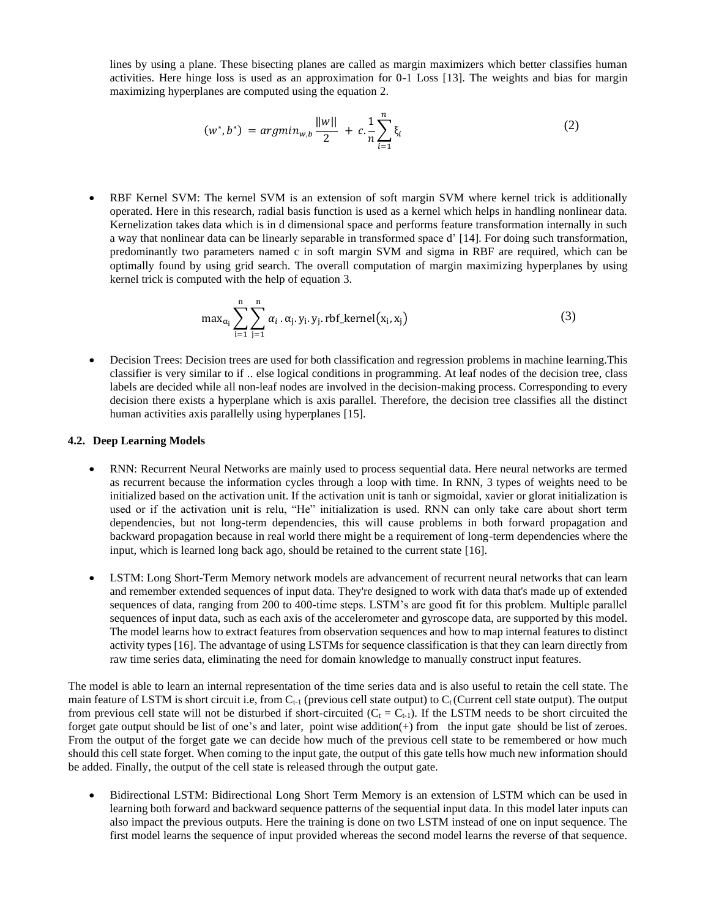lines by using a plane. These bisecting planes are called as margin maximizers which better classifies human activities. Here hinge loss is used as an approximation for 0-1 Loss [13]. The weights and bias for margin maximizing hyperplanes are computed using the equation 2.

$$(w^*, b^*) = argmin_{w,b} \frac{\|w\|}{2} + c.\frac{1}{n}\sum_{i=1}^{n} \xi_i \tag{2}$$

- RBF Kernel SVM: The kernel SVM is an extension of soft margin SVM where kernel trick is additionally operated. Here in this research, radial basis function is used as a kernel which helps in handling nonlinear data. Kernelization takes data which is in d dimensional space and performs feature transformation internally in such a way that nonlinear data can be linearly separable in transformed space d' [14]. For doing such transformation, predominantly two parameters named c in soft margin SVM and sigma in RBF are required, which can be optimally found by using grid search. The overall computation of margin maximizing hyperplanes by using kernel trick is computed with the help of equation 3.

$$\max_{\alpha_i} \sum_{i=1}^{n}\sum_{j=1}^{n} \alpha_i . \alpha_j . y_i . y_j . \text{rbf\_kernel}(x_i, x_j) \tag{3}$$

- Decision Trees: Decision trees are used for both classification and regression problems in machine learning.This classifier is very similar to if .. else logical conditions in programming. At leaf nodes of the decision tree, class labels are decided while all non-leaf nodes are involved in the decision-making process. Corresponding to every decision there exists a hyperplane which is axis parallel. Therefore, the decision tree classifies all the distinct human activities axis parallelly using hyperplanes [15].

### 4.2. Deep Learning Models

- RNN: Recurrent Neural Networks are mainly used to process sequential data. Here neural networks are termed as recurrent because the information cycles through a loop with time. In RNN, 3 types of weights need to be initialized based on the activation unit. If the activation unit is tanh or sigmoidal, xavier or glorat initialization is used or if the activation unit is relu, "He" initialization is used. RNN can only take care about short term dependencies, but not long-term dependencies, this will cause problems in both forward propagation and backward propagation because in real world there might be a requirement of long-term dependencies where the input, which is learned long back ago, should be retained to the current state [16].

- LSTM: Long Short-Term Memory network models are advancement of recurrent neural networks that can learn and remember extended sequences of input data. They're designed to work with data that's made up of extended sequences of data, ranging from 200 to 400-time steps. LSTM's are good fit for this problem. Multiple parallel sequences of input data, such as each axis of the accelerometer and gyroscope data, are supported by this model. The model learns how to extract features from observation sequences and how to map internal features to distinct activity types [16]. The advantage of using LSTMs for sequence classification is that they can learn directly from raw time series data, eliminating the need for domain knowledge to manually construct input features.

The model is able to learn an internal representation of the time series data and is also useful to retain the cell state. The main feature of LSTM is short circuit i.e, from $C_{t-1}$ (previous cell state output) to $C_t$ (Current cell state output). The output from previous cell state will not be disturbed if short-circuited ($C_t = C_{t-1}$). If the LSTM needs to be short circuited the forget gate output should be list of one's and later, point wise addition(+) from the input gate should be list of zeroes. From the output of the forget gate we can decide how much of the previous cell state to be remembered or how much should this cell state forget. When coming to the input gate, the output of this gate tells how much new information should be added. Finally, the output of the cell state is released through the output gate.

- Bidirectional LSTM: Bidirectional Long Short Term Memory is an extension of LSTM which can be used in learning both forward and backward sequence patterns of the sequential input data. In this model later inputs can also impact the previous outputs. Here the training is done on two LSTM instead of one on input sequence. The first model learns the sequence of input provided whereas the second model learns the reverse of that sequence.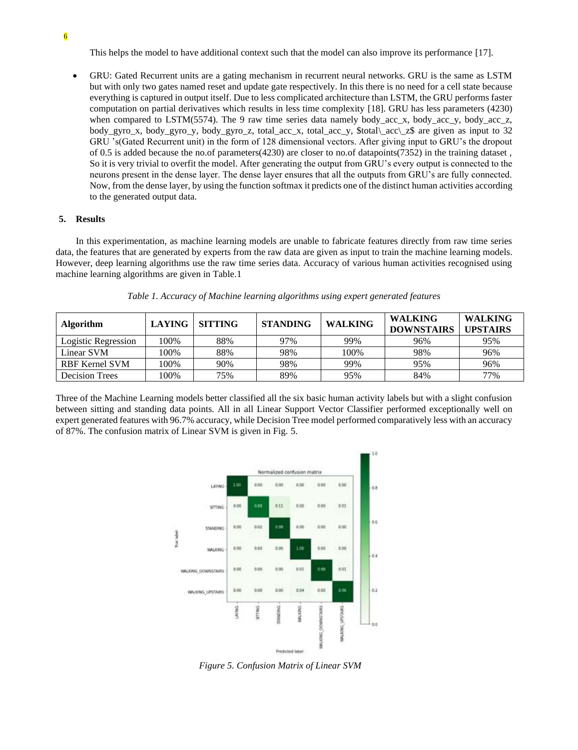This helps the model to have additional context such that the model can also improve its performance [17].

- GRU: Gated Recurrent units are a gating mechanism in recurrent neural networks. GRU is the same as LSTM but with only two gates named reset and update gate respectively. In this there is no need for a cell state because everything is captured in output itself. Due to less complicated architecture than LSTM, the GRU performs faster computation on partial derivatives which results in less time complexity [18]. GRU has less parameters (4230) when compared to LSTM(5574). The 9 raw time series data namely body_acc_x, body_acc_y, body_acc_z, body_gyro_x, body_gyro_y, body_gyro_z, total_acc_x, total_acc_y, $total\_acc\_z$ are given as input to 32 GRU 's(Gated Recurrent unit) in the form of 128 dimensional vectors. After giving input to GRU's the dropout of 0.5 is added because the no.of parameters(4230) are closer to no.of datapoints(7352) in the training dataset , So it is very trivial to overfit the model. After generating the output from GRU's every output is connected to the neurons present in the dense layer. The dense layer ensures that all the outputs from GRU's are fully connected. Now, from the dense layer, by using the function softmax it predicts one of the distinct human activities according to the generated output data.

## 5. Results

In this experimentation, as machine learning models are unable to fabricate features directly from raw time series data, the features that are generated by experts from the raw data are given as input to train the machine learning models. However, deep learning algorithms use the raw time series data. Accuracy of various human activities recognised using machine learning algorithms are given in Table.1

*Table 1. Accuracy of Machine learning algorithms using expert generated features*

| Algorithm | LAYING | SITTING | STANDING | WALKING | WALKING DOWNSTAIRS | WALKING UPSTAIRS |
|---|---|---|---|---|---|---|
| Logistic Regression | 100% | 88% | 97% | 99% | 96% | 95% |
| Linear SVM | 100% | 88% | 98% | 100% | 98% | 96% |
| RBF Kernel SVM | 100% | 90% | 98% | 99% | 95% | 96% |
| Decision Trees | 100% | 75% | 89% | 95% | 84% | 77% |

Three of the Machine Learning models better classified all the six basic human activity labels but with a slight confusion between sitting and standing data points. All in all Linear Support Vector Classifier performed exceptionally well on expert generated features with 96.7% accuracy, while Decision Tree model performed comparatively less with an accuracy of 87%. The confusion matrix of Linear SVM is given in Fig. 5.

*Figure 5. Confusion Matrix of Linear SVM*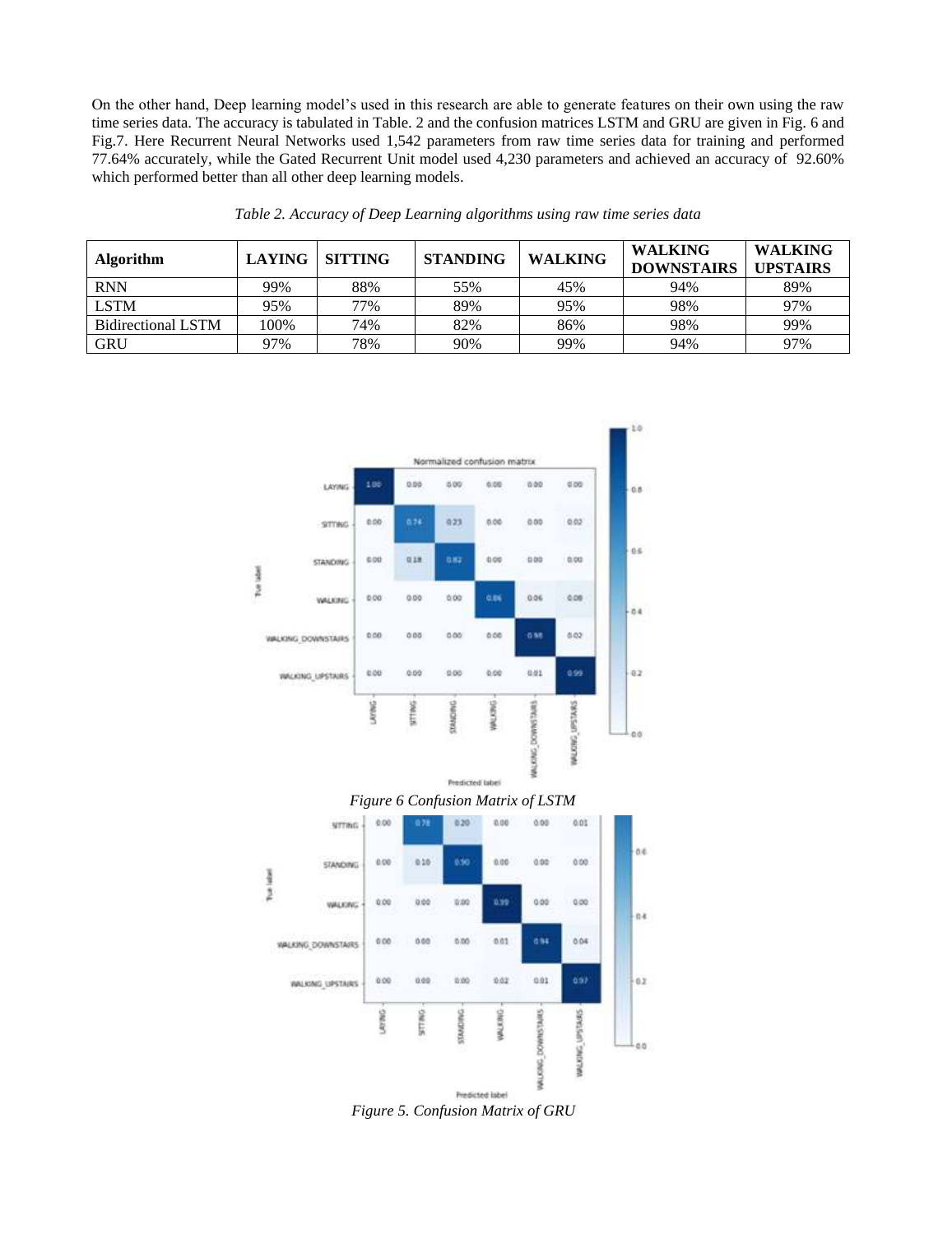On the other hand, Deep learning model's used in this research are able to generate features on their own using the raw time series data. The accuracy is tabulated in Table. 2 and the confusion matrices LSTM and GRU are given in Fig. 6 and Fig.7. Here Recurrent Neural Networks used 1,542 parameters from raw time series data for training and performed 77.64% accurately, while the Gated Recurrent Unit model used 4,230 parameters and achieved an accuracy of 92.60% which performed better than all other deep learning models.

*Table 2. Accuracy of Deep Learning algorithms using raw time series data*

| Algorithm | LAYING | SITTING | STANDING | WALKING | WALKING DOWNSTAIRS | WALKING UPSTAIRS |
|---|---|---|---|---|---|---|
| RNN | 99% | 88% | 55% | 45% | 94% | 89% |
| LSTM | 95% | 77% | 89% | 95% | 98% | 97% |
| Bidirectional LSTM | 100% | 74% | 82% | 86% | 98% | 99% |
| GRU | 97% | 78% | 90% | 99% | 94% | 97% |

*Figure 6 Confusion Matrix of LSTM*

*Figure 5. Confusion Matrix of GRU*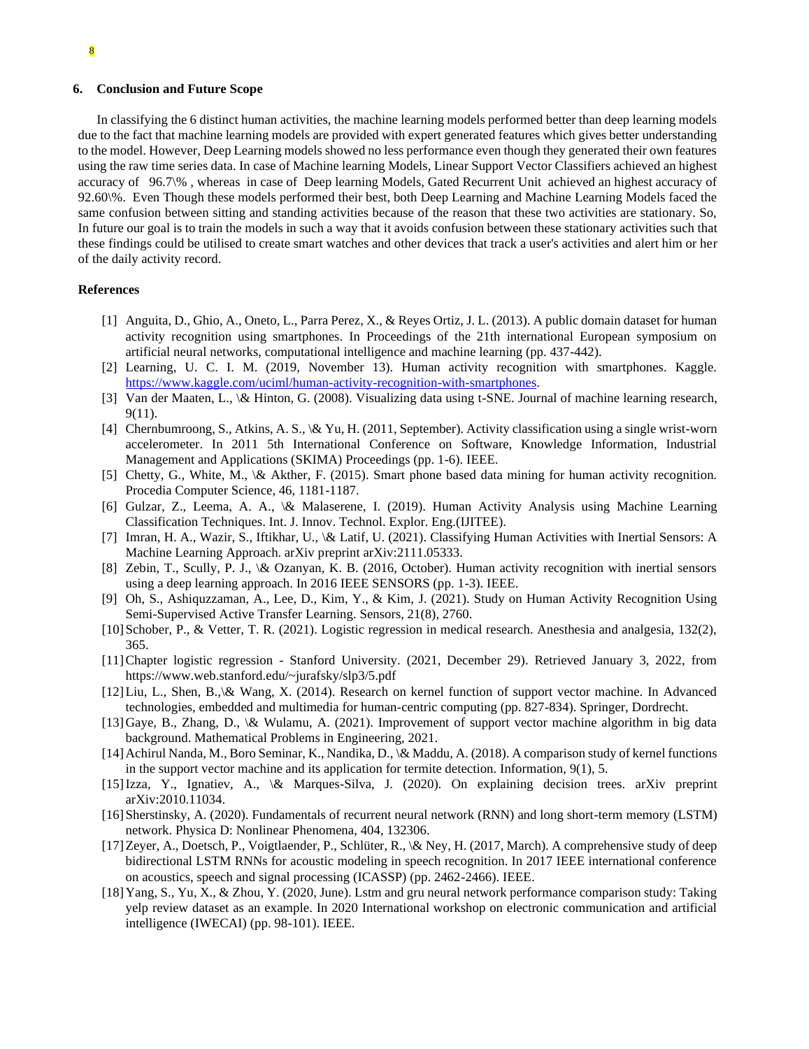## 6. Conclusion and Future Scope

In classifying the 6 distinct human activities, the machine learning models performed better than deep learning models due to the fact that machine learning models are provided with expert generated features which gives better understanding to the model. However, Deep Learning models showed no less performance even though they generated their own features using the raw time series data. In case of Machine learning Models, Linear Support Vector Classifiers achieved an highest accuracy of 96.7\% , whereas in case of Deep learning Models, Gated Recurrent Unit achieved an highest accuracy of 92.60\%. Even Though these models performed their best, both Deep Learning and Machine Learning Models faced the same confusion between sitting and standing activities because of the reason that these two activities are stationary. So, In future our goal is to train the models in such a way that it avoids confusion between these stationary activities such that these findings could be utilised to create smart watches and other devices that track a user's activities and alert him or her of the daily activity record.

### References

[1] Anguita, D., Ghio, A., Oneto, L., Parra Perez, X., & Reyes Ortiz, J. L. (2013). A public domain dataset for human activity recognition using smartphones. In Proceedings of the 21th international European symposium on artificial neural networks, computational intelligence and machine learning (pp. 437-442).

[2] Learning, U. C. I. M. (2019, November 13). Human activity recognition with smartphones. Kaggle. https://www.kaggle.com/uciml/human-activity-recognition-with-smartphones.

[3] Van der Maaten, L., \& Hinton, G. (2008). Visualizing data using t-SNE. Journal of machine learning research, 9(11).

[4] Chernbumroong, S., Atkins, A. S., \& Yu, H. (2011, September). Activity classification using a single wrist-worn accelerometer. In 2011 5th International Conference on Software, Knowledge Information, Industrial Management and Applications (SKIMA) Proceedings (pp. 1-6). IEEE.

[5] Chetty, G., White, M., \& Akther, F. (2015). Smart phone based data mining for human activity recognition. Procedia Computer Science, 46, 1181-1187.

[6] Gulzar, Z., Leema, A. A., \& Malaserene, I. (2019). Human Activity Analysis using Machine Learning Classification Techniques. Int. J. Innov. Technol. Explor. Eng.(IJITEE).

[7] Imran, H. A., Wazir, S., Iftikhar, U., \& Latif, U. (2021). Classifying Human Activities with Inertial Sensors: A Machine Learning Approach. arXiv preprint arXiv:2111.05333.

[8] Zebin, T., Scully, P. J., \& Ozanyan, K. B. (2016, October). Human activity recognition with inertial sensors using a deep learning approach. In 2016 IEEE SENSORS (pp. 1-3). IEEE.

[9] Oh, S., Ashiquzzaman, A., Lee, D., Kim, Y., & Kim, J. (2021). Study on Human Activity Recognition Using Semi-Supervised Active Transfer Learning. Sensors, 21(8), 2760.

[10] Schober, P., & Vetter, T. R. (2021). Logistic regression in medical research. Anesthesia and analgesia, 132(2), 365.

[11] Chapter logistic regression - Stanford University. (2021, December 29). Retrieved January 3, 2022, from https://www.web.stanford.edu/~jurafsky/slp3/5.pdf

[12] Liu, L., Shen, B.,\& Wang, X. (2014). Research on kernel function of support vector machine. In Advanced technologies, embedded and multimedia for human-centric computing (pp. 827-834). Springer, Dordrecht.

[13] Gaye, B., Zhang, D., \& Wulamu, A. (2021). Improvement of support vector machine algorithm in big data background. Mathematical Problems in Engineering, 2021.

[14] Achirul Nanda, M., Boro Seminar, K., Nandika, D., \& Maddu, A. (2018). A comparison study of kernel functions in the support vector machine and its application for termite detection. Information, 9(1), 5.

[15] Izza, Y., Ignatiev, A., \& Marques-Silva, J. (2020). On explaining decision trees. arXiv preprint arXiv:2010.11034.

[16] Sherstinsky, A. (2020). Fundamentals of recurrent neural network (RNN) and long short-term memory (LSTM) network. Physica D: Nonlinear Phenomena, 404, 132306.

[17] Zeyer, A., Doetsch, P., Voigtlaender, P., Schlüter, R., \& Ney, H. (2017, March). A comprehensive study of deep bidirectional LSTM RNNs for acoustic modeling in speech recognition. In 2017 IEEE international conference on acoustics, speech and signal processing (ICASSP) (pp. 2462-2466). IEEE.

[18] Yang, S., Yu, X., & Zhou, Y. (2020, June). Lstm and gru neural network performance comparison study: Taking yelp review dataset as an example. In 2020 International workshop on electronic communication and artificial intelligence (IWECAI) (pp. 98-101). IEEE.